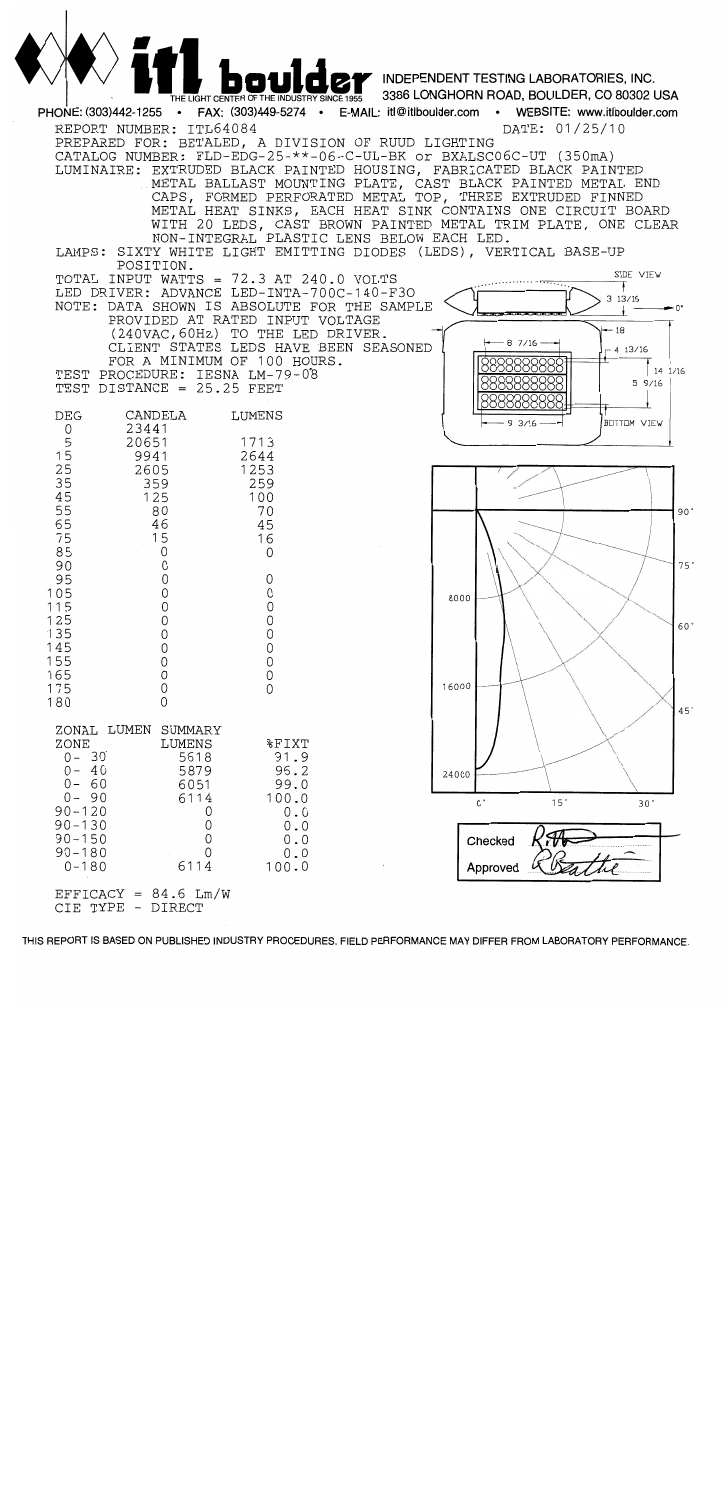# itl boulder

THE LIGHT CENTER OF THE INDUSTRY SINCE 1955

INDEPENDENT TESTING LABORATORIES, INC.
3386 LONGHORN ROAD, BOULDER, CO 80302 USA

PHONE: (303)442-1255 • FAX: (303)449-5274 • E-MAIL: itl@itlboulder.com • WEBSITE: www.itlboulder.com

REPORT NUMBER: ITL64084 DATE: 01/25/10

PREPARED FOR: BETALED, A DIVISION OF RUUD LIGHTING

CATALOG NUMBER: FLD-EDG-25-**-06-C-UL-BK or BXALSC06C-UT (350mA)

LUMINAIRE: EXTRUDED BLACK PAINTED HOUSING, FABRICATED BLACK PAINTED METAL BALLAST MOUNTING PLATE, CAST BLACK PAINTED METAL END CAPS, FORMED PERFORATED METAL TOP, THREE EXTRUDED FINNED METAL HEAT SINKS, EACH HEAT SINK CONTAINS ONE CIRCUIT BOARD WITH 20 LEDS, CAST BROWN PAINTED METAL TRIM PLATE, ONE CLEAR NON-INTEGRAL PLASTIC LENS BELOW EACH LED.

LAMPS: SIXTY WHITE LIGHT EMITTING DIODES (LEDS), VERTICAL BASE-UP POSITION.

TOTAL INPUT WATTS = 72.3 AT 240.0 VOLTS

LED DRIVER: ADVANCE LED-INTA-700C-140-F3O

NOTE: DATA SHOWN IS ABSOLUTE FOR THE SAMPLE PROVIDED AT RATED INPUT VOLTAGE (240VAC,60Hz) TO THE LED DRIVER. CLIENT STATES LEDS HAVE BEEN SEASONED FOR A MINIMUM OF 100 HOURS.

TEST PROCEDURE: IESNA LM-79-08

TEST DISTANCE = 25.25 FEET

SIDE VIEW: 3 13/16, 0°, 18, 8 7/16, 4 13/16, 14 1/16, 5 9/16, 9 3/16, BOTTOM VIEW

| DEG | CANDELA | LUMENS |
|---|---|---|
| 0 | 23441 | |
| 5 | 20651 | 1713 |
| 15 | 9941 | 2644 |
| 25 | 2605 | 1253 |
| 35 | 359 | 259 |
| 45 | 125 | 100 |
| 55 | 80 | 70 |
| 65 | 46 | 45 |
| 75 | 15 | 16 |
| 85 | 0 | 0 |
| 90 | 0 | |
| 95 | 0 | 0 |
| 105 | 0 | 0 |
| 115 | 0 | 0 |
| 125 | 0 | 0 |
| 135 | 0 | 0 |
| 145 | 0 | 0 |
| 155 | 0 | 0 |
| 165 | 0 | 0 |
| 175 | 0 | 0 |
| 180 | 0 | |

ZONAL LUMEN SUMMARY

| ZONE | LUMENS | %FIXT |
|---|---|---|
| 0- 30 | 5618 | 91.9 |
| 0- 40 | 5879 | 96.2 |
| 0- 60 | 6051 | 99.0 |
| 0- 90 | 6114 | 100.0 |
| 90-120 | 0 | 0.0 |
| 90-130 | 0 | 0.0 |
| 90-150 | 0 | 0.0 |
| 90-180 | 0 | 0.0 |
| 0-180 | 6114 | 100.0 |

EFFICACY = 84.6 Lm/W

CIE TYPE - DIRECT

Polar plot axis labels: 8000, 16000, 24000; 0°, 15°, 30°, 45°, 60°, 75°, 90°

Checked

Approved

THIS REPORT IS BASED ON PUBLISHED INDUSTRY PROCEDURES. FIELD PERFORMANCE MAY DIFFER FROM LABORATORY PERFORMANCE.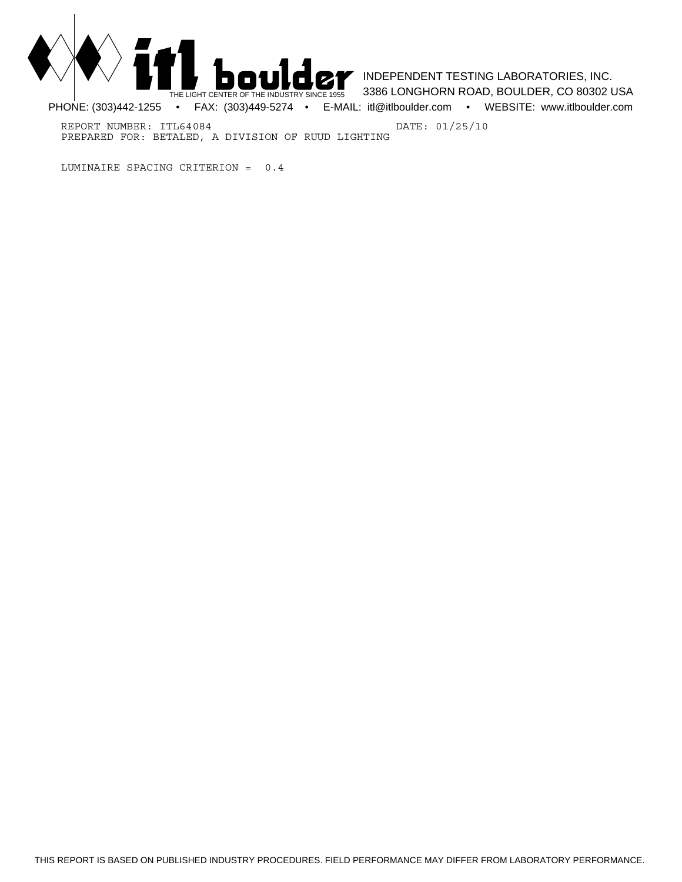REPORT NUMBER: ITL64084 DATE: 01/25/10

PREPARED FOR: BETALED, A DIVISION OF RUUD LIGHTING

LUMINAIRE SPACING CRITERION = 0.4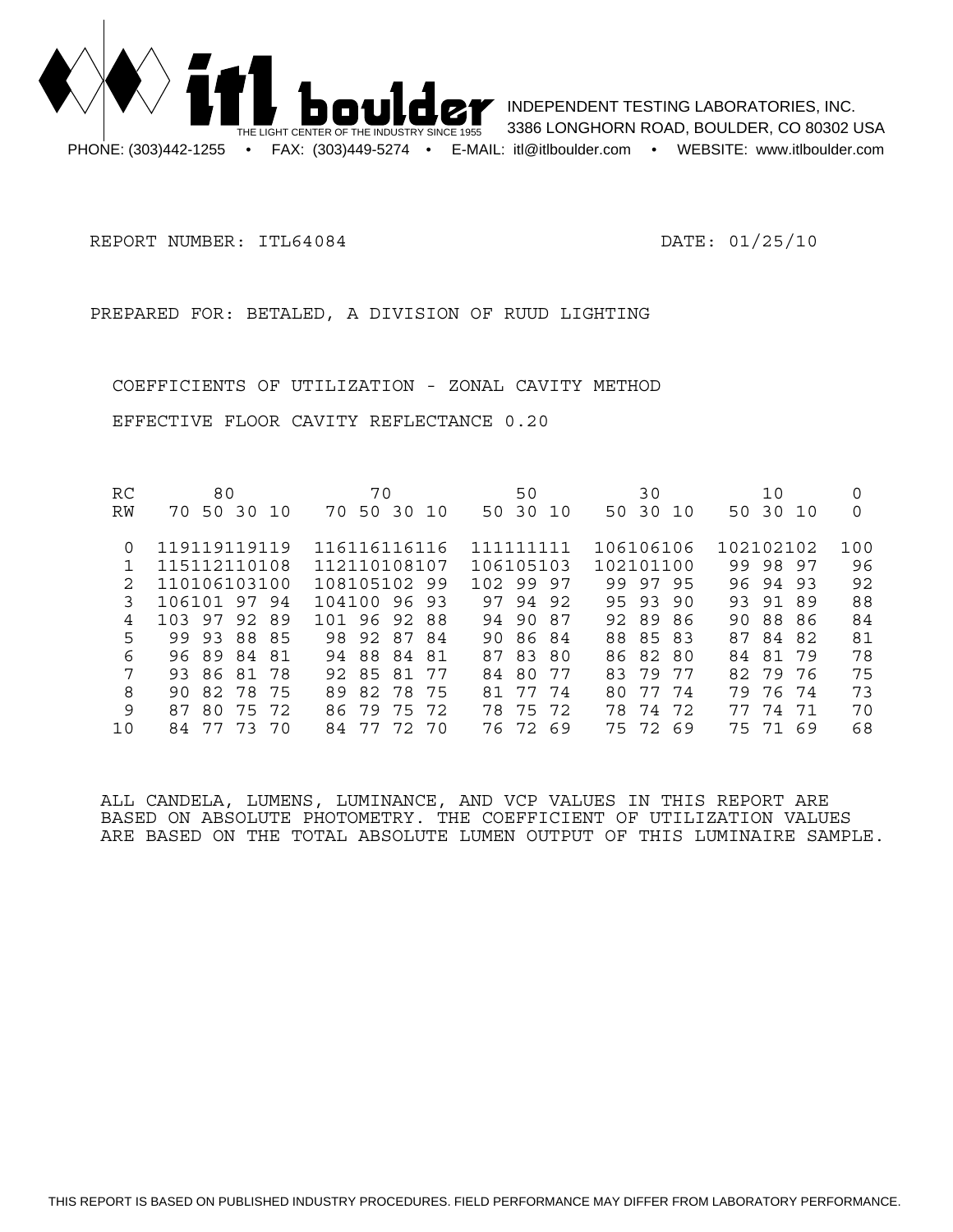INDEPENDENT TESTING LABORATORIES, INC.
3386 LONGHORN ROAD, BOULDER, CO 80302 USA
PHONE: (303)442-1255 • FAX: (303)449-5274 • E-MAIL: itl@itlboulder.com • WEBSITE: www.itlboulder.com

REPORT NUMBER: ITL64084 DATE: 01/25/10

PREPARED FOR: BETALED, A DIVISION OF RUUD LIGHTING

COEFFICIENTS OF UTILIZATION - ZONAL CAVITY METHOD

EFFECTIVE FLOOR CAVITY REFLECTANCE 0.20

| RC | 80 | | | | 70 | | | | 50 | | | 30 | | | 10 | | | 0 |
|---|---|---|---|---|---|---|---|---|---|---|---|---|---|---|---|---|---|---|
| RW | 70 | 50 | 30 | 10 | 70 | 50 | 30 | 10 | 50 | 30 | 10 | 50 | 30 | 10 | 50 | 30 | 10 | 0 |
| 0 | 119 | 119 | 119 | 119 | 116 | 116 | 116 | 116 | 111 | 111 | 111 | 106 | 106 | 106 | 102 | 102 | 102 | 100 |
| 1 | 115 | 112 | 110 | 108 | 112 | 110 | 108 | 107 | 106 | 105 | 103 | 102 | 101 | 100 | 99 | 98 | 97 | 96 |
| 2 | 110 | 106 | 103 | 100 | 108 | 105 | 102 | 99 | 102 | 99 | 97 | 99 | 97 | 95 | 96 | 94 | 93 | 92 |
| 3 | 106 | 101 | 97 | 94 | 104 | 100 | 96 | 93 | 97 | 94 | 92 | 95 | 93 | 90 | 93 | 91 | 89 | 88 |
| 4 | 103 | 97 | 92 | 89 | 101 | 96 | 92 | 88 | 94 | 90 | 87 | 92 | 89 | 86 | 90 | 88 | 86 | 84 |
| 5 | 99 | 93 | 88 | 85 | 98 | 92 | 87 | 84 | 90 | 86 | 84 | 88 | 85 | 83 | 87 | 84 | 82 | 81 |
| 6 | 96 | 89 | 84 | 81 | 94 | 88 | 84 | 81 | 87 | 83 | 80 | 86 | 82 | 80 | 84 | 81 | 79 | 78 |
| 7 | 93 | 86 | 81 | 78 | 92 | 85 | 81 | 77 | 84 | 80 | 77 | 83 | 79 | 77 | 82 | 79 | 76 | 75 |
| 8 | 90 | 82 | 78 | 75 | 89 | 82 | 78 | 75 | 81 | 77 | 74 | 80 | 77 | 74 | 79 | 76 | 74 | 73 |
| 9 | 87 | 80 | 75 | 72 | 86 | 79 | 75 | 72 | 78 | 75 | 72 | 78 | 74 | 72 | 77 | 74 | 71 | 70 |
| 10 | 84 | 77 | 73 | 70 | 84 | 77 | 72 | 70 | 76 | 72 | 69 | 75 | 72 | 69 | 75 | 71 | 69 | 68 |

ALL CANDELA, LUMENS, LUMINANCE, AND VCP VALUES IN THIS REPORT ARE BASED ON ABSOLUTE PHOTOMETRY. THE COEFFICIENT OF UTILIZATION VALUES ARE BASED ON THE TOTAL ABSOLUTE LUMEN OUTPUT OF THIS LUMINAIRE SAMPLE.

THIS REPORT IS BASED ON PUBLISHED INDUSTRY PROCEDURES. FIELD PERFORMANCE MAY DIFFER FROM LABORATORY PERFORMANCE.